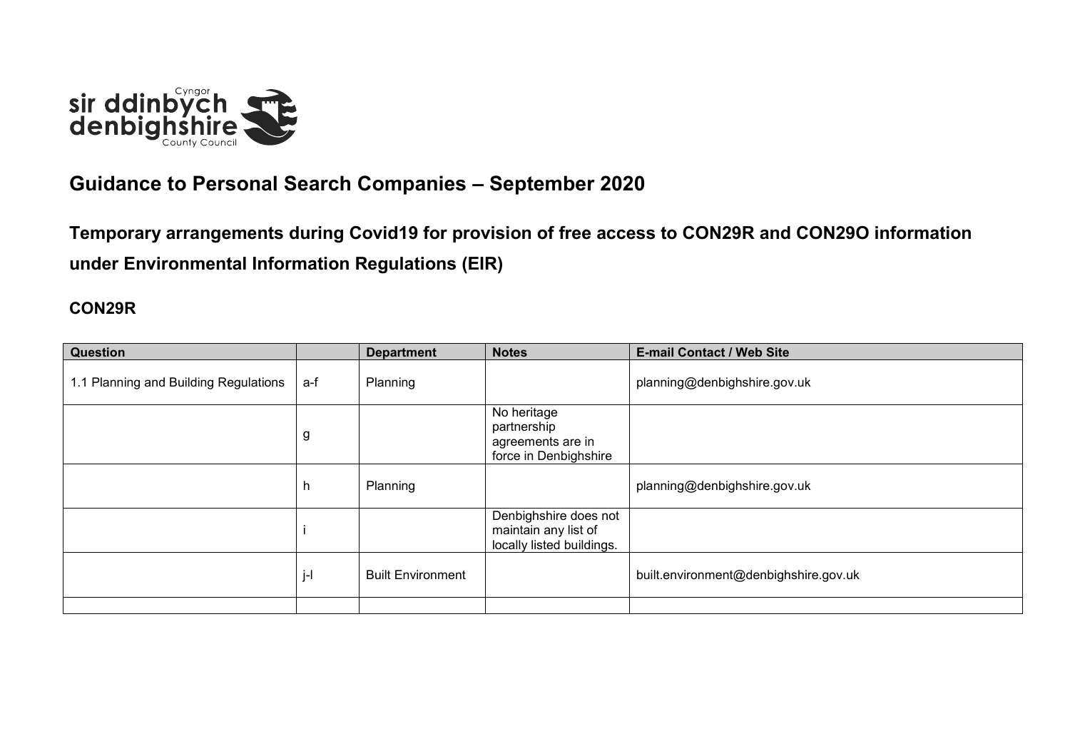# Guidance to Personal Search Companies – September 2020

## Temporary arrangements during Covid19 for provision of free access to CON29R and CON29O information under Environmental Information Regulations (EIR)

### CON29R

| Question | | Department | Notes | E-mail Contact / Web Site |
|---|---|---|---|---|
| 1.1 Planning and Building Regulations | a-f | Planning | | planning@denbighshire.gov.uk |
| | g | | No heritage partnership agreements are in force in Denbighshire | |
| | h | Planning | | planning@denbighshire.gov.uk |
| | i | | Denbighshire does not maintain any list of locally listed buildings. | |
| | j-l | Built Environment | | built.environment@denbighshire.gov.uk |
| | | | | |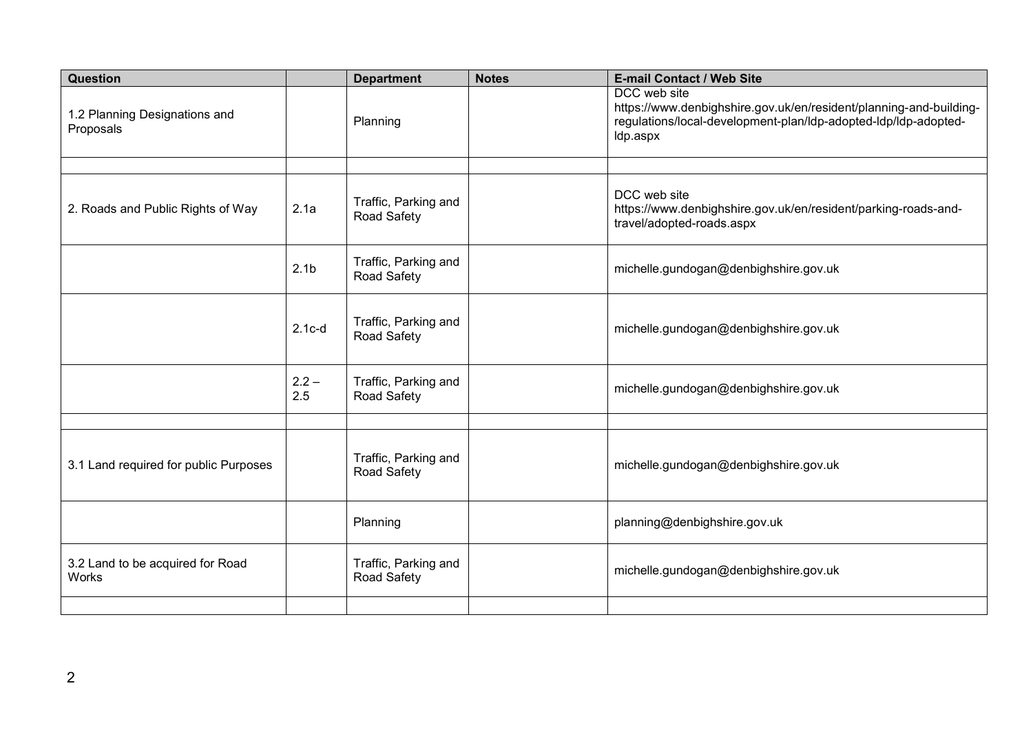| Question | | Department | Notes | E-mail Contact / Web Site |
|---|---|---|---|---|
| 1.2 Planning Designations and Proposals | | Planning | | DCC web site https://www.denbighshire.gov.uk/en/resident/planning-and-building-regulations/local-development-plan/ldp-adopted-ldp/ldp-adopted-ldp.aspx |
| | | | | |
| 2. Roads and Public Rights of Way | 2.1a | Traffic, Parking and Road Safety | | DCC web site https://www.denbighshire.gov.uk/en/resident/parking-roads-and-travel/adopted-roads.aspx |
| | 2.1b | Traffic, Parking and Road Safety | | michelle.gundogan@denbighshire.gov.uk |
| | 2.1c-d | Traffic, Parking and Road Safety | | michelle.gundogan@denbighshire.gov.uk |
| | 2.2 – 2.5 | Traffic, Parking and Road Safety | | michelle.gundogan@denbighshire.gov.uk |
| | | | | |
| 3.1 Land required for public Purposes | | Traffic, Parking and Road Safety | | michelle.gundogan@denbighshire.gov.uk |
| | | Planning | | planning@denbighshire.gov.uk |
| 3.2 Land to be acquired for Road Works | | Traffic, Parking and Road Safety | | michelle.gundogan@denbighshire.gov.uk |
| | | | | |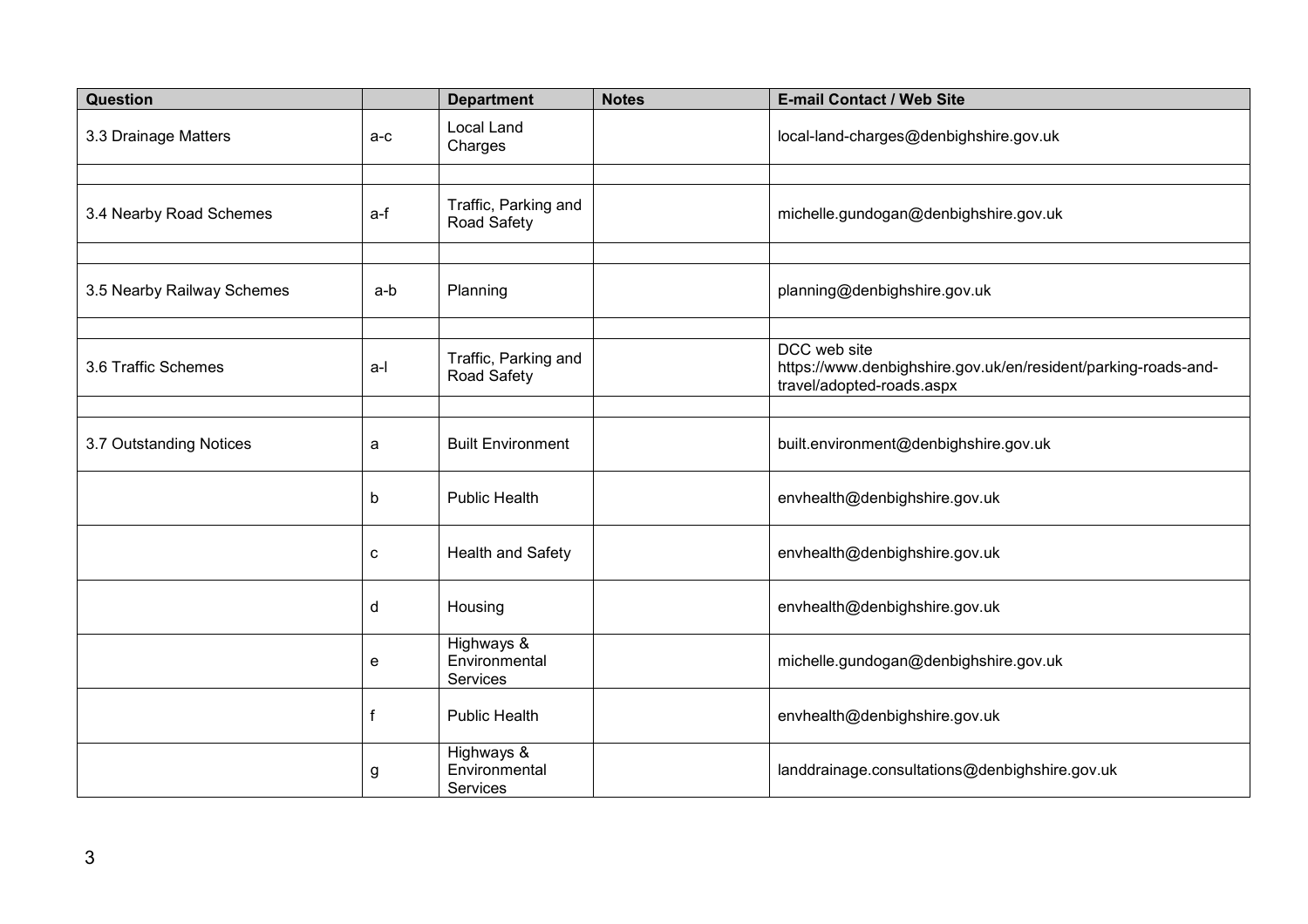| Question | | Department | Notes | E-mail Contact / Web Site |
|---|---|---|---|---|
| 3.3 Drainage Matters | a-c | Local Land Charges | | local-land-charges@denbighshire.gov.uk |
| | | | | |
| 3.4 Nearby Road Schemes | a-f | Traffic, Parking and Road Safety | | michelle.gundogan@denbighshire.gov.uk |
| | | | | |
| 3.5 Nearby Railway Schemes | a-b | Planning | | planning@denbighshire.gov.uk |
| | | | | |
| 3.6 Traffic Schemes | a-l | Traffic, Parking and Road Safety | | DCC web site https://www.denbighshire.gov.uk/en/resident/parking-roads-and-travel/adopted-roads.aspx |
| | | | | |
| 3.7 Outstanding Notices | a | Built Environment | | built.environment@denbighshire.gov.uk |
| | b | Public Health | | envhealth@denbighshire.gov.uk |
| | c | Health and Safety | | envhealth@denbighshire.gov.uk |
| | d | Housing | | envhealth@denbighshire.gov.uk |
| | e | Highways & Environmental Services | | michelle.gundogan@denbighshire.gov.uk |
| | f | Public Health | | envhealth@denbighshire.gov.uk |
| | g | Highways & Environmental Services | | landdrainage.consultations@denbighshire.gov.uk |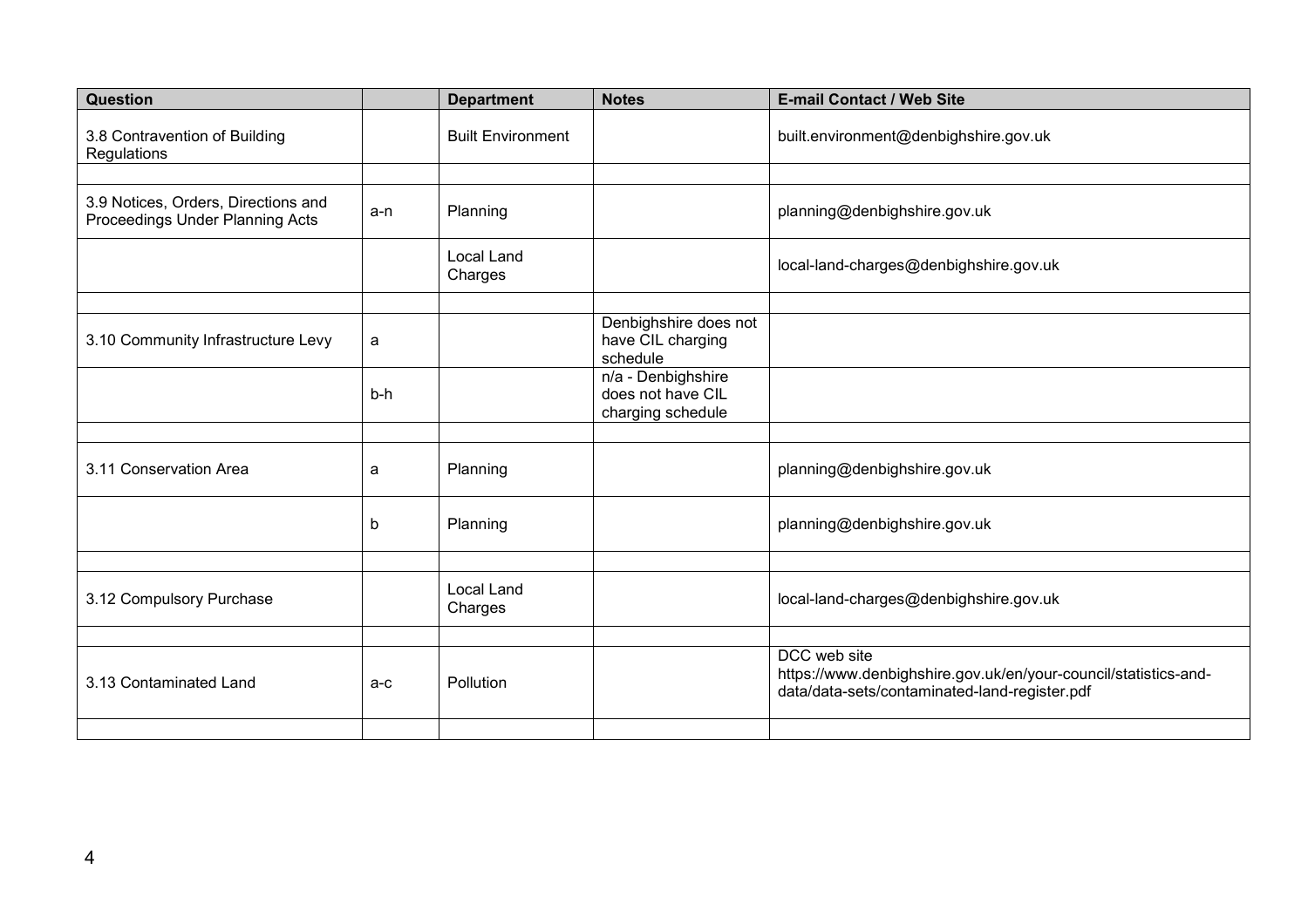| Question | | Department | Notes | E-mail Contact / Web Site |
|---|---|---|---|---|
| 3.8 Contravention of Building Regulations | | Built Environment | | built.environment@denbighshire.gov.uk |
| | | | | |
| 3.9 Notices, Orders, Directions and Proceedings Under Planning Acts | a-n | Planning | | planning@denbighshire.gov.uk |
| | | Local Land Charges | | local-land-charges@denbighshire.gov.uk |
| | | | | |
| 3.10 Community Infrastructure Levy | a | | Denbighshire does not have CIL charging schedule | |
| | b-h | | n/a - Denbighshire does not have CIL charging schedule | |
| | | | | |
| 3.11 Conservation Area | a | Planning | | planning@denbighshire.gov.uk |
| | b | Planning | | planning@denbighshire.gov.uk |
| | | | | |
| 3.12 Compulsory Purchase | | Local Land Charges | | local-land-charges@denbighshire.gov.uk |
| | | | | |
| 3.13 Contaminated Land | a-c | Pollution | | DCC web site https://www.denbighshire.gov.uk/en/your-council/statistics-and-data/data-sets/contaminated-land-register.pdf |
| | | | | |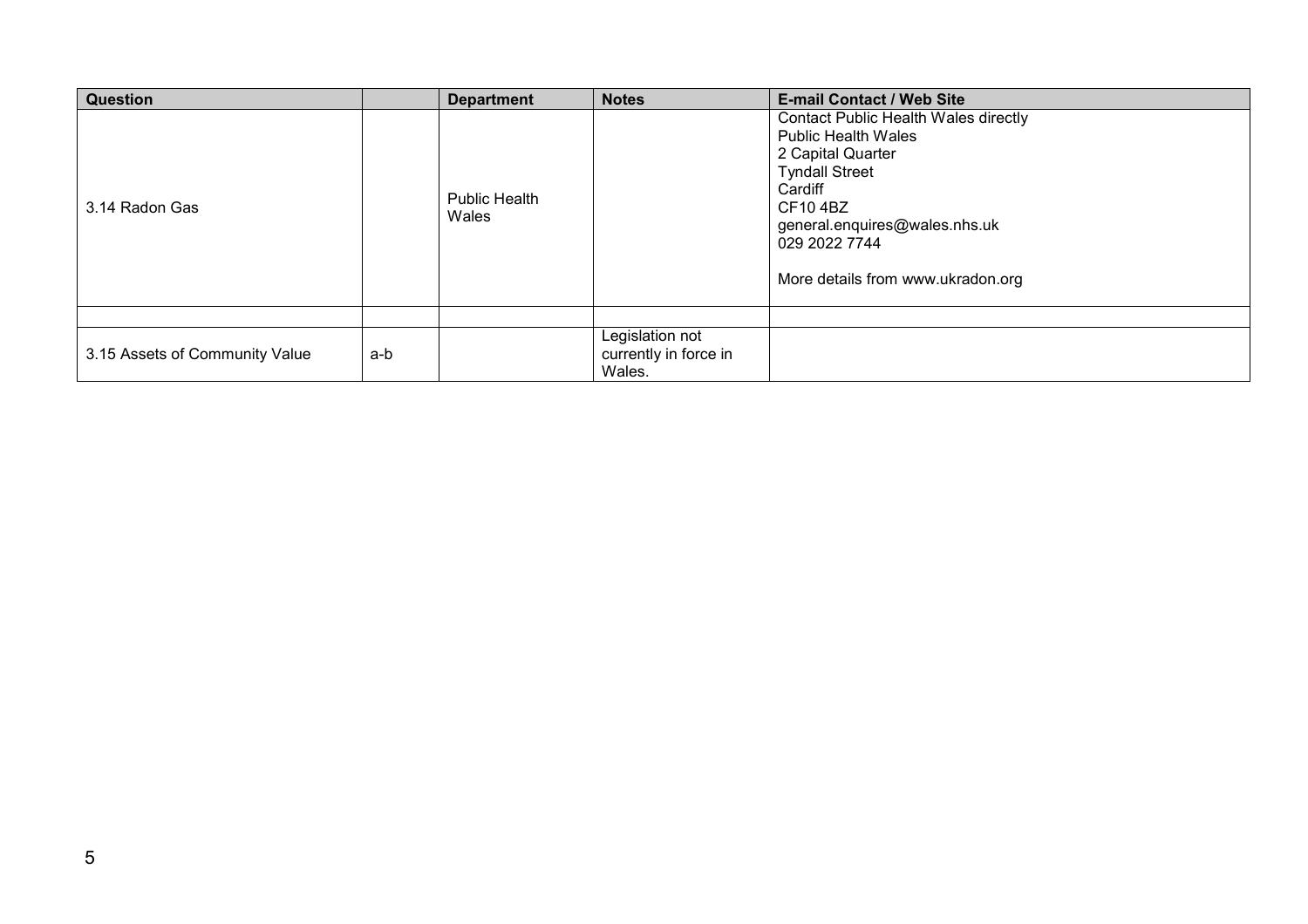| Question | | Department | Notes | E-mail Contact / Web Site |
|---|---|---|---|---|
| 3.14 Radon Gas | | Public Health Wales | | Contact Public Health Wales directly<br>Public Health Wales<br>2 Capital Quarter<br>Tyndall Street<br>Cardiff<br>CF10 4BZ<br>general.enquires@wales.nhs.uk<br>029 2022 7744<br><br>More details from www.ukradon.org |
| | | | | |
| 3.15 Assets of Community Value | a-b | | Legislation not currently in force in Wales. | |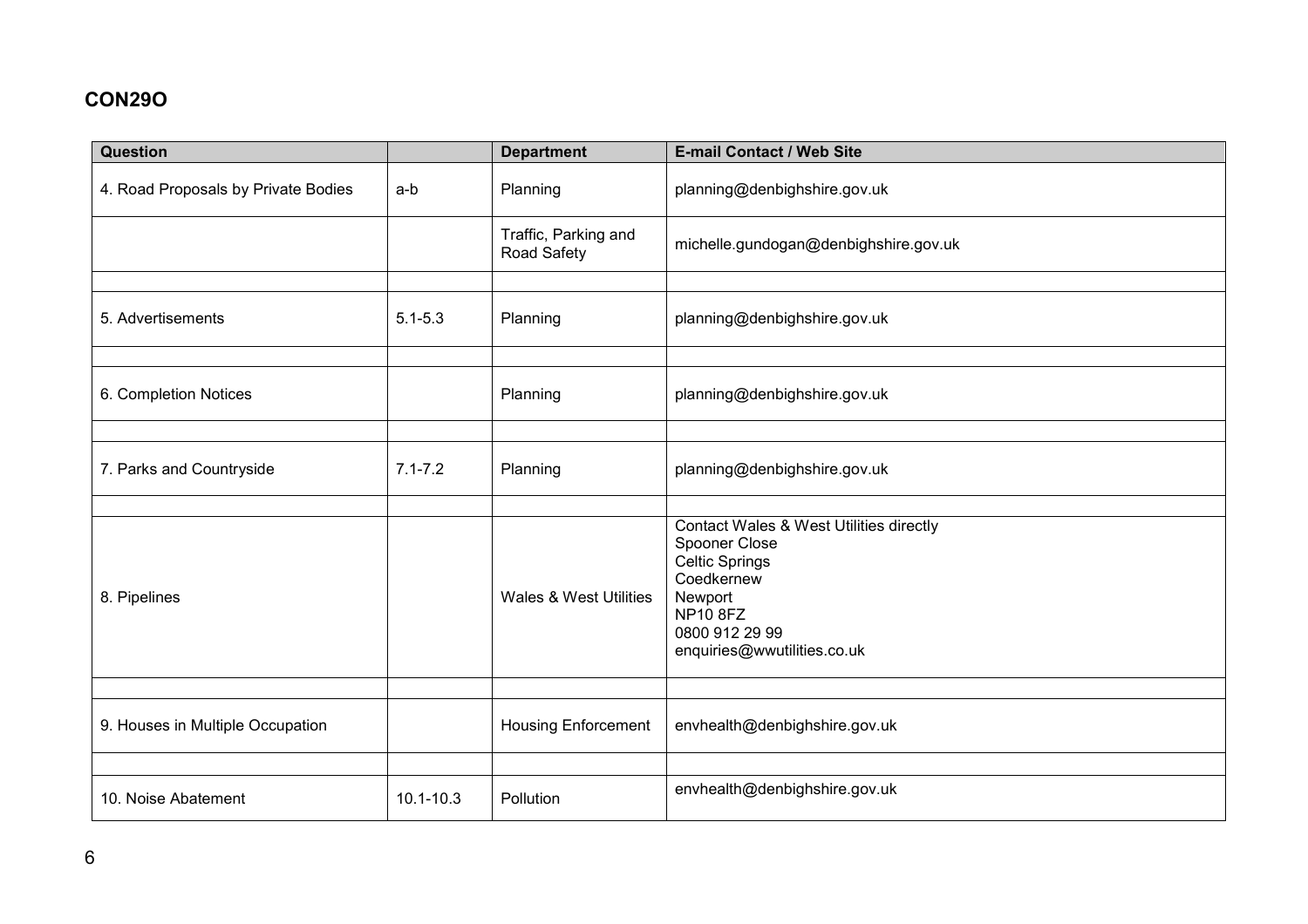## CON29O

| Question | | Department | E-mail Contact / Web Site |
|---|---|---|---|
| 4. Road Proposals by Private Bodies | a-b | Planning | planning@denbighshire.gov.uk |
| | | Traffic, Parking and Road Safety | michelle.gundogan@denbighshire.gov.uk |
| | | | |
| 5. Advertisements | 5.1-5.3 | Planning | planning@denbighshire.gov.uk |
| | | | |
| 6. Completion Notices | | Planning | planning@denbighshire.gov.uk |
| | | | |
| 7. Parks and Countryside | 7.1-7.2 | Planning | planning@denbighshire.gov.uk |
| | | | |
| 8. Pipelines | | Wales & West Utilities | Contact Wales & West Utilities directly<br>Spooner Close<br>Celtic Springs<br>Coedkernew<br>Newport<br>NP10 8FZ<br>0800 912 29 99<br>enquiries@wwutilities.co.uk |
| | | | |
| 9. Houses in Multiple Occupation | | Housing Enforcement | envhealth@denbighshire.gov.uk |
| | | | |
| 10. Noise Abatement | 10.1-10.3 | Pollution | envhealth@denbighshire.gov.uk |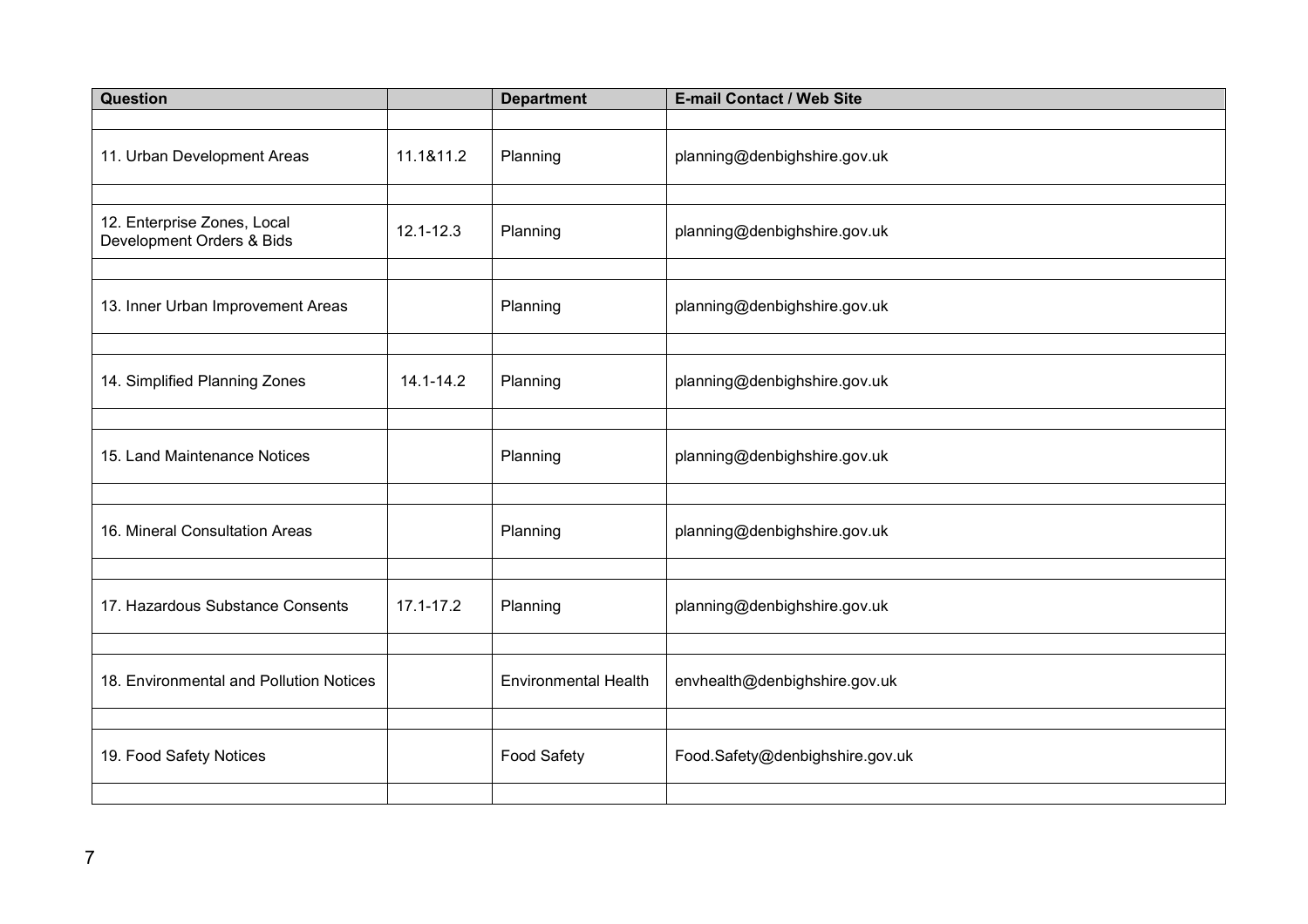| Question | | Department | E-mail Contact / Web Site |
|---|---|---|---|
| | | | |
| 11. Urban Development Areas | 11.1&11.2 | Planning | planning@denbighshire.gov.uk |
| | | | |
| 12. Enterprise Zones, Local Development Orders & Bids | 12.1-12.3 | Planning | planning@denbighshire.gov.uk |
| | | | |
| 13. Inner Urban Improvement Areas | | Planning | planning@denbighshire.gov.uk |
| | | | |
| 14. Simplified Planning Zones | 14.1-14.2 | Planning | planning@denbighshire.gov.uk |
| | | | |
| 15. Land Maintenance Notices | | Planning | planning@denbighshire.gov.uk |
| | | | |
| 16. Mineral Consultation Areas | | Planning | planning@denbighshire.gov.uk |
| | | | |
| 17. Hazardous Substance Consents | 17.1-17.2 | Planning | planning@denbighshire.gov.uk |
| | | | |
| 18. Environmental and Pollution Notices | | Environmental Health | envhealth@denbighshire.gov.uk |
| | | | |
| 19. Food Safety Notices | | Food Safety | Food.Safety@denbighshire.gov.uk |
| | | | |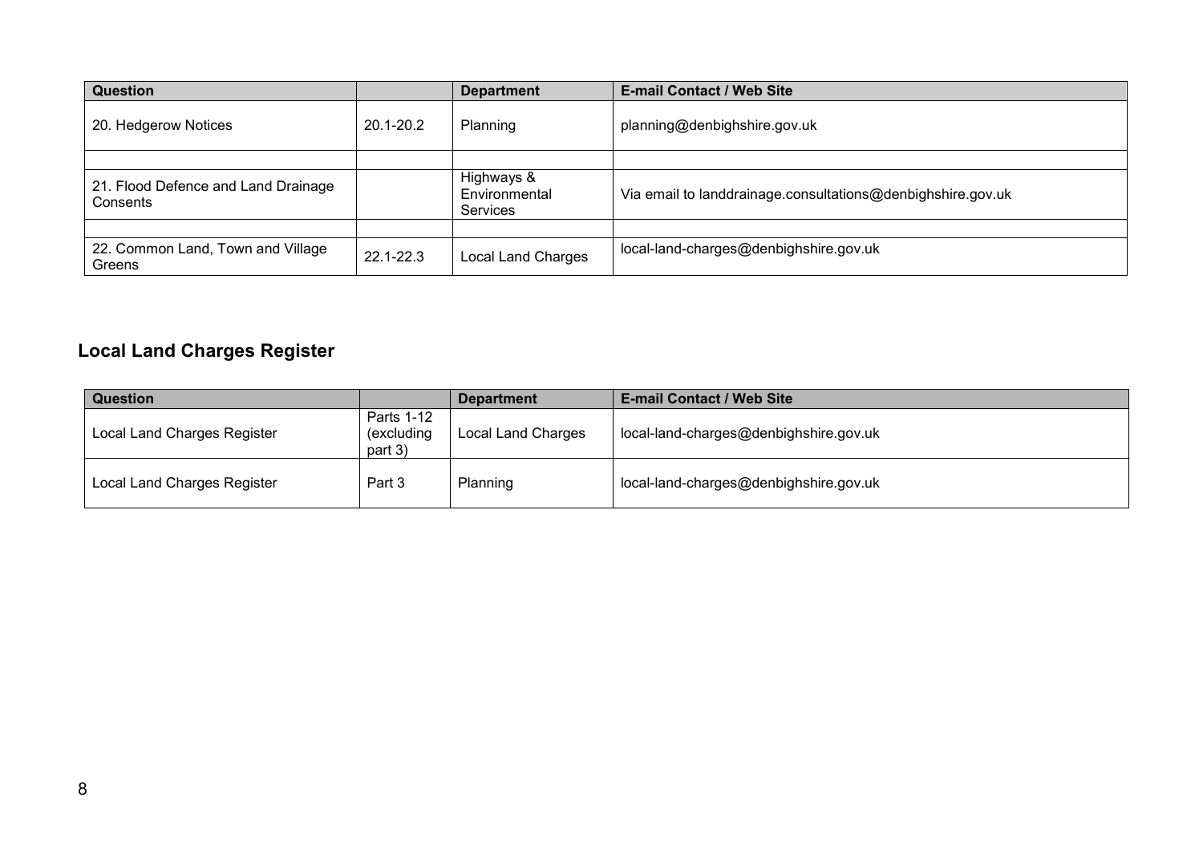| Question | | Department | E-mail Contact / Web Site |
|---|---|---|---|
| 20. Hedgerow Notices | 20.1-20.2 | Planning | planning@denbighshire.gov.uk |
| | | | |
| 21. Flood Defence and Land Drainage Consents | | Highways & Environmental Services | Via email to landdrainage.consultations@denbighshire.gov.uk |
| | | | |
| 22. Common Land, Town and Village Greens | 22.1-22.3 | Local Land Charges | local-land-charges@denbighshire.gov.uk |

## Local Land Charges Register

| Question | | Department | E-mail Contact / Web Site |
|---|---|---|---|
| Local Land Charges Register | Parts 1-12 (excluding part 3) | Local Land Charges | local-land-charges@denbighshire.gov.uk |
| Local Land Charges Register | Part 3 | Planning | local-land-charges@denbighshire.gov.uk |